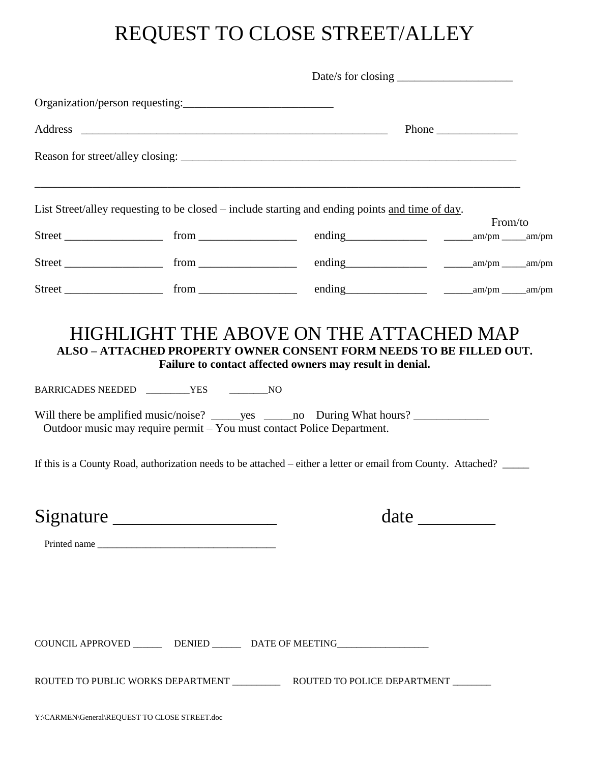# REQUEST TO CLOSE STREET/ALLEY

Date/s for closing ____________________

Organization/person requesting:__________________________

Address _______________________________________________________ Phone ______________

Reason for street/alley closing: ___________________________________________________________

_____________________________________________________________________________________

List Street/alley requesting to be closed – include starting and ending points <u>and time of day</u>.

From/to

Street _________________ from _________________ ending______________ _____am/pm _____am/pm

Street _________________ from _________________ ending______________ _____am/pm _____am/pm

Street _________________ from _________________ ending______________ _____am/pm _____am/pm

## HIGHLIGHT THE ABOVE ON THE ATTACHED MAP

**ALSO – ATTACHED PROPERTY OWNER CONSENT FORM NEEDS TO BE FILLED OUT.**
**Failure to contact affected owners may result in denial.**

BARRICADES NEEDED _________YES ________NO

Will there be amplified music/noise? _____yes _____no During What hours? _____________
Outdoor music may require permit – You must contact Police Department.

If this is a County Road, authorization needs to be attached – either a letter or email from County. Attached? _____

Signature _________________ date ________

Printed name ____________________________________

COUNCIL APPROVED ______ DENIED ______ DATE OF MEETING__________________

ROUTED TO PUBLIC WORKS DEPARTMENT _________ ROUTED TO POLICE DEPARTMENT ________

Y:\CARMEN\General\REQUEST TO CLOSE STREET.doc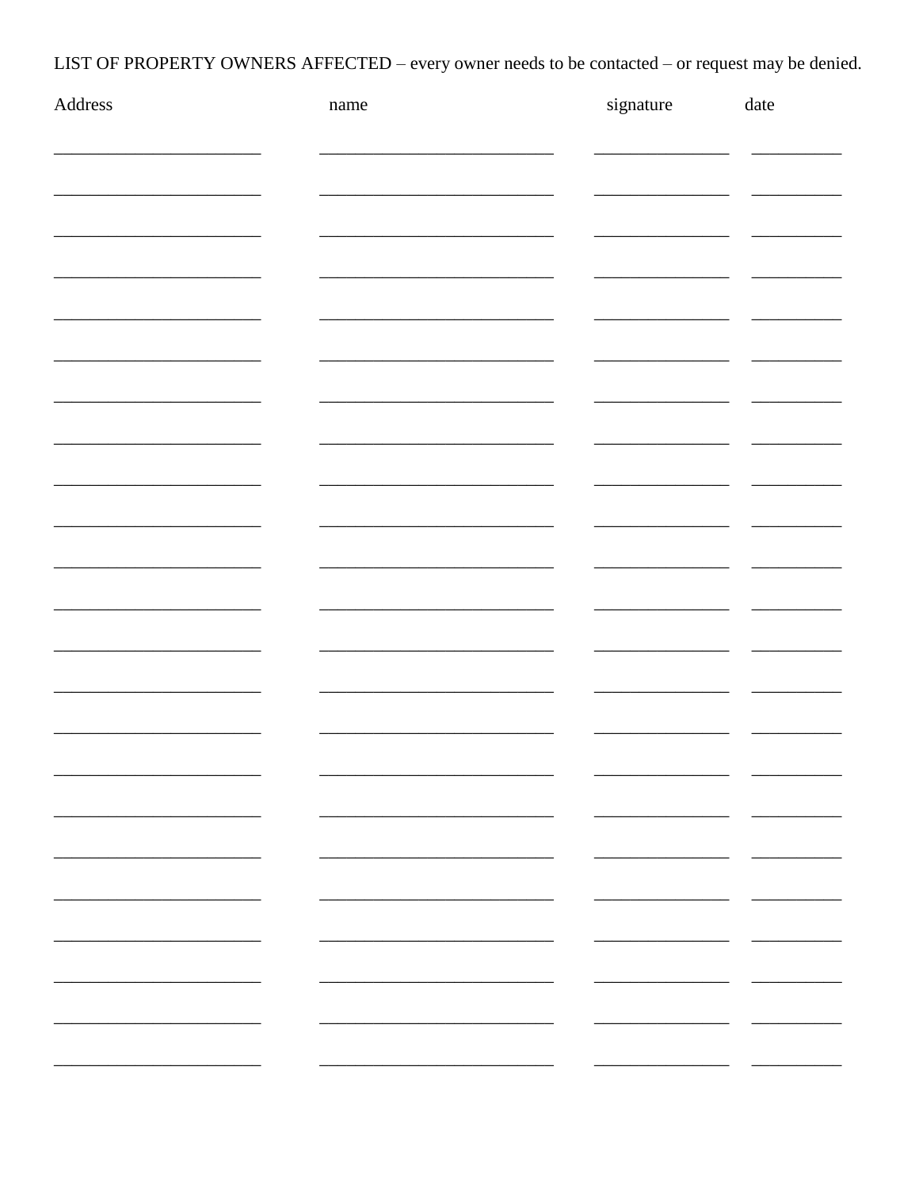LIST OF PROPERTY OWNERS AFFECTED – every owner needs to be contacted – or request may be denied.

| Address | name | signature | date |
|---|---|---|---|
| | | | |
| | | | |
| | | | |
| | | | |
| | | | |
| | | | |
| | | | |
| | | | |
| | | | |
| | | | |
| | | | |
| | | | |
| | | | |
| | | | |
| | | | |
| | | | |
| | | | |
| | | | |
| | | | |
| | | | |
| | | | |
| | | | |
| | | | |